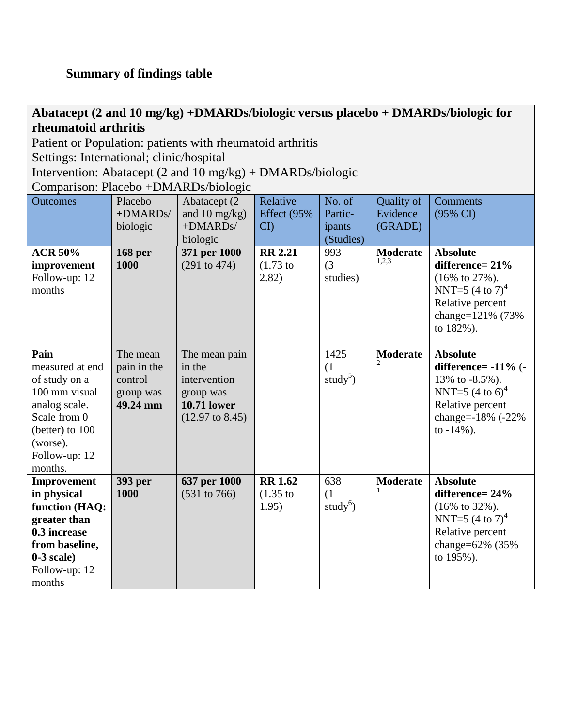**Summary of findings table**

| **Abatacept (2 and 10 mg/kg) +DMARDs/biologic versus placebo + DMARDs/biologic for rheumatoid arthritis** | | | | | | |
|---|---|---|---|---|---|---|
| Patient or Population: patients with rheumatoid arthritis<br>Settings: International; clinic/hospital<br>Intervention: Abatacept (2 and 10 mg/kg) + DMARDs/biologic<br>Comparison: Placebo +DMARDs/biologic | | | | | | |
| Outcomes | Placebo +DMARDs/ biologic | Abatacept (2 and 10 mg/kg) +DMARDs/ biologic | Relative Effect (95% CI) | No. of Partic-ipants (Studies) | Quality of Evidence (GRADE) | Comments (95% CI) |
| **ACR 50% improvement** Follow-up: 12 months | **168 per 1000** | **371 per 1000** (291 to 474) | **RR 2.21** (1.73 to 2.82) | 993 (3 studies) | **Moderate** [1,2,3] | **Absolute difference= 21%** (16% to 27%). NNT=5 (4 to 7)[4] Relative percent change=121% (73% to 182%). |
| **Pain** measured at end of study on a 100 mm visual analog scale. Scale from 0 (better) to 100 (worse). Follow-up: 12 months. | The mean pain in the control group was **49.24 mm** | The mean pain in the intervention group was **10.71 lower** (12.97 to 8.45) | | 1425 (1 study[5]) | **Moderate** [2] | **Absolute difference= -11%** (-13% to -8.5%). NNT=5 (4 to 6)[4] Relative percent change=-18% (-22% to -14%). |
| **Improvement in physical function (HAQ: greater than 0.3 increase from baseline, 0-3 scale)** Follow-up: 12 months | **393 per 1000** | **637 per 1000** (531 to 766) | **RR 1.62** (1.35 to 1.95) | 638 (1 study[6]) | **Moderate** [1] | **Absolute difference= 24%** (16% to 32%). NNT=5 (4 to 7)[4] Relative percent change=62% (35% to 195%). |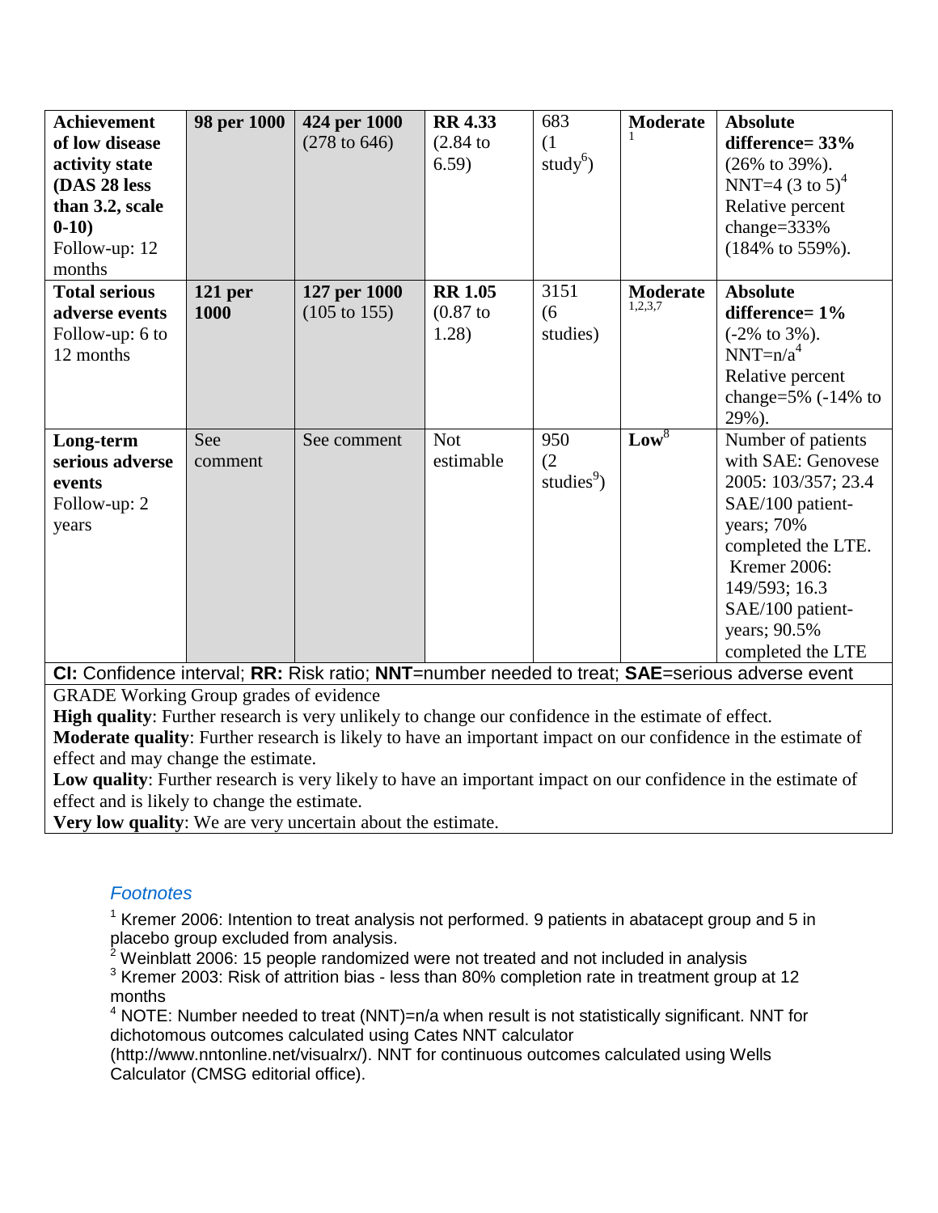| | | | | | | |
|---|---|---|---|---|---|---|
| **Achievement of low disease activity state (DAS 28 less than 3.2, scale 0-10)** Follow-up: 12 months | **98 per 1000** | **424 per 1000** (278 to 646) | **RR 4.33** (2.84 to 6.59) | 683 (1 study[6]) | **Moderate** [1] | **Absolute difference= 33%** (26% to 39%). NNT=4 (3 to 5)[4] Relative percent change=333% (184% to 559%). |
| **Total serious adverse events** Follow-up: 6 to 12 months | **121 per 1000** | **127 per 1000** (105 to 155) | **RR 1.05** (0.87 to 1.28) | 3151 (6 studies) | **Moderate** [1,2,3,7] | **Absolute difference= 1%** (-2% to 3%). NNT=n/a[4] Relative percent change=5% (-14% to 29%). |
| **Long-term serious adverse events** Follow-up: 2 years | See comment | See comment | Not estimable | 950 (2 studies[9]) | **Low**[8] | Number of patients with SAE: Genovese 2005: 103/357; 23.4 SAE/100 patient-years; 70% completed the LTE. Kremer 2006: 149/593; 16.3 SAE/100 patient-years; 90.5% completed the LTE |

**CI:** Confidence interval; **RR:** Risk ratio; **NNT**=number needed to treat; **SAE**=serious adverse event

GRADE Working Group grades of evidence
**High quality**: Further research is very unlikely to change our confidence in the estimate of effect.
**Moderate quality**: Further research is likely to have an important impact on our confidence in the estimate of effect and may change the estimate.
**Low quality**: Further research is very likely to have an important impact on our confidence in the estimate of effect and is likely to change the estimate.
**Very low quality**: We are very uncertain about the estimate.

### *Footnotes*

[1] Kremer 2006: Intention to treat analysis not performed. 9 patients in abatacept group and 5 in placebo group excluded from analysis.
[2] Weinblatt 2006: 15 people randomized were not treated and not included in analysis
[3] Kremer 2003: Risk of attrition bias - less than 80% completion rate in treatment group at 12 months
[4] NOTE: Number needed to treat (NNT)=n/a when result is not statistically significant. NNT for dichotomous outcomes calculated using Cates NNT calculator (http://www.nntonline.net/visualrx/). NNT for continuous outcomes calculated using Wells Calculator (CMSG editorial office).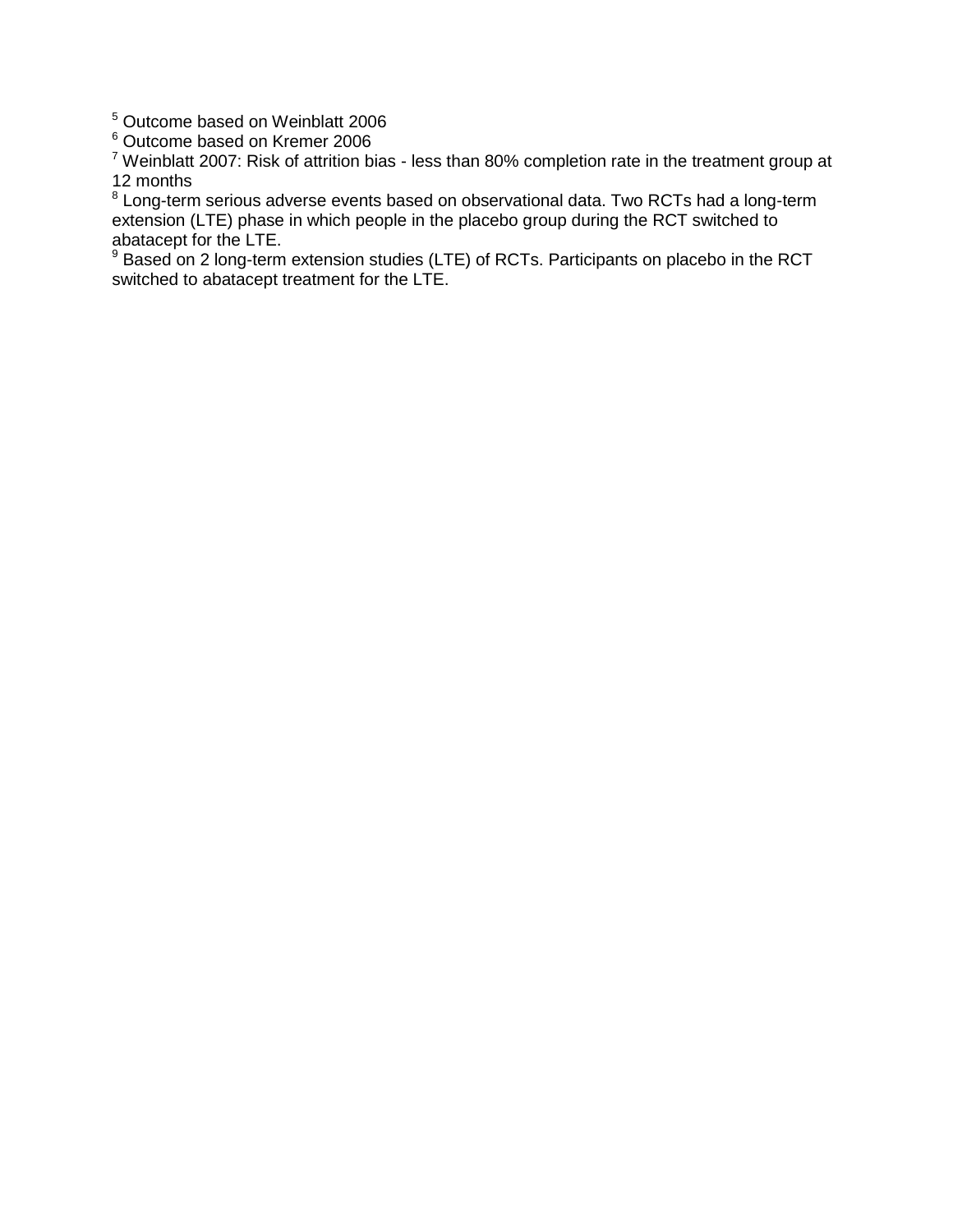[5] Outcome based on Weinblatt 2006
[6] Outcome based on Kremer 2006
[7] Weinblatt 2007: Risk of attrition bias - less than 80% completion rate in the treatment group at 12 months
[8] Long-term serious adverse events based on observational data. Two RCTs had a long-term extension (LTE) phase in which people in the placebo group during the RCT switched to abatacept for the LTE.
[9] Based on 2 long-term extension studies (LTE) of RCTs. Participants on placebo in the RCT switched to abatacept treatment for the LTE.